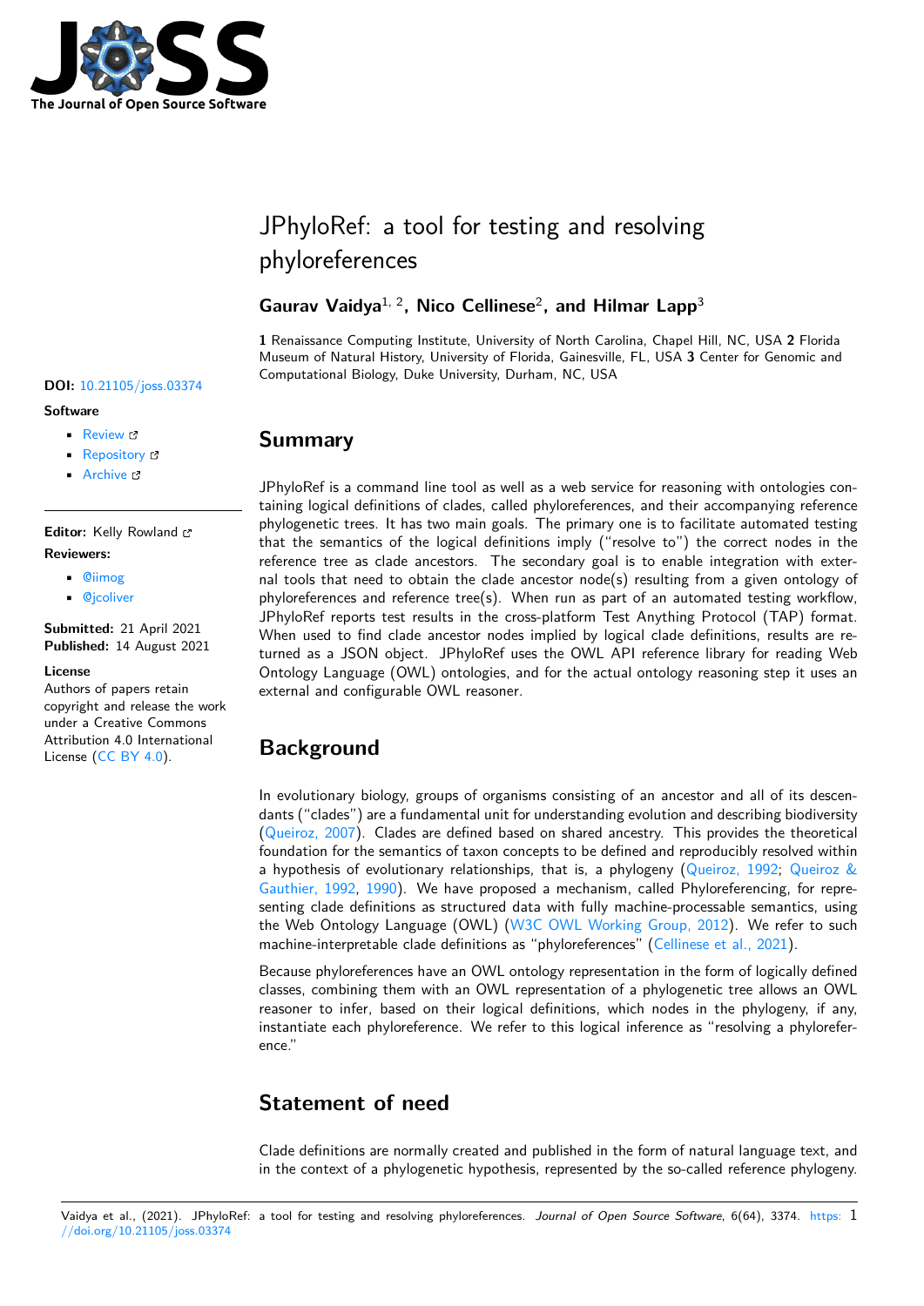# JPhyloRef: a tool for testing and resolving phyloreferences

**Gaurav Vaidya**[1, 2], **Nico Cellinese**[2], **and Hilmar Lapp**[3]

**1** Renaissance Computing Institute, University of North Carolina, Chapel Hill, NC, USA **2** Florida Museum of Natural History, University of Florida, Gainesville, FL, USA **3** Center for Genomic and Computational Biology, Duke University, Durham, NC, USA

**DOI:** 10.21105/joss.03374

**Software**

- Review
- Repository
- Archive

**Editor:** Kelly Rowland

**Reviewers:**

- @iimog
- @jcoliver

**Submitted:** 21 April 2021
**Published:** 14 August 2021

**License**
Authors of papers retain copyright and release the work under a Creative Commons Attribution 4.0 International License (CC BY 4.0).

## Summary

JPhyloRef is a command line tool as well as a web service for reasoning with ontologies containing logical definitions of clades, called phyloreferences, and their accompanying reference phylogenetic trees. It has two main goals. The primary one is to facilitate automated testing that the semantics of the logical definitions imply ("resolve to") the correct nodes in the reference tree as clade ancestors. The secondary goal is to enable integration with external tools that need to obtain the clade ancestor node(s) resulting from a given ontology of phyloreferences and reference tree(s). When run as part of an automated testing workflow, JPhyloRef reports test results in the cross-platform Test Anything Protocol (TAP) format. When used to find clade ancestor nodes implied by logical clade definitions, results are returned as a JSON object. JPhyloRef uses the OWL API reference library for reading Web Ontology Language (OWL) ontologies, and for the actual ontology reasoning step it uses an external and configurable OWL reasoner.

## Background

In evolutionary biology, groups of organisms consisting of an ancestor and all of its descendants ("clades") are a fundamental unit for understanding evolution and describing biodiversity (Queiroz, 2007). Clades are defined based on shared ancestry. This provides the theoretical foundation for the semantics of taxon concepts to be defined and reproducibly resolved within a hypothesis of evolutionary relationships, that is, a phylogeny (Queiroz, 1992; Queiroz & Gauthier, 1992, 1990). We have proposed a mechanism, called Phyloreferencing, for representing clade definitions as structured data with fully machine-processable semantics, using the Web Ontology Language (OWL) (W3C OWL Working Group, 2012). We refer to such machine-interpretable clade definitions as "phyloreferences" (Cellinese et al., 2021).

Because phyloreferences have an OWL ontology representation in the form of logically defined classes, combining them with an OWL representation of a phylogenetic tree allows an OWL reasoner to infer, based on their logical definitions, which nodes in the phylogeny, if any, instantiate each phyloreference. We refer to this logical inference as "resolving a phyloreference."

## Statement of need

Clade definitions are normally created and published in the form of natural language text, and in the context of a phylogenetic hypothesis, represented by the so-called reference phylogeny.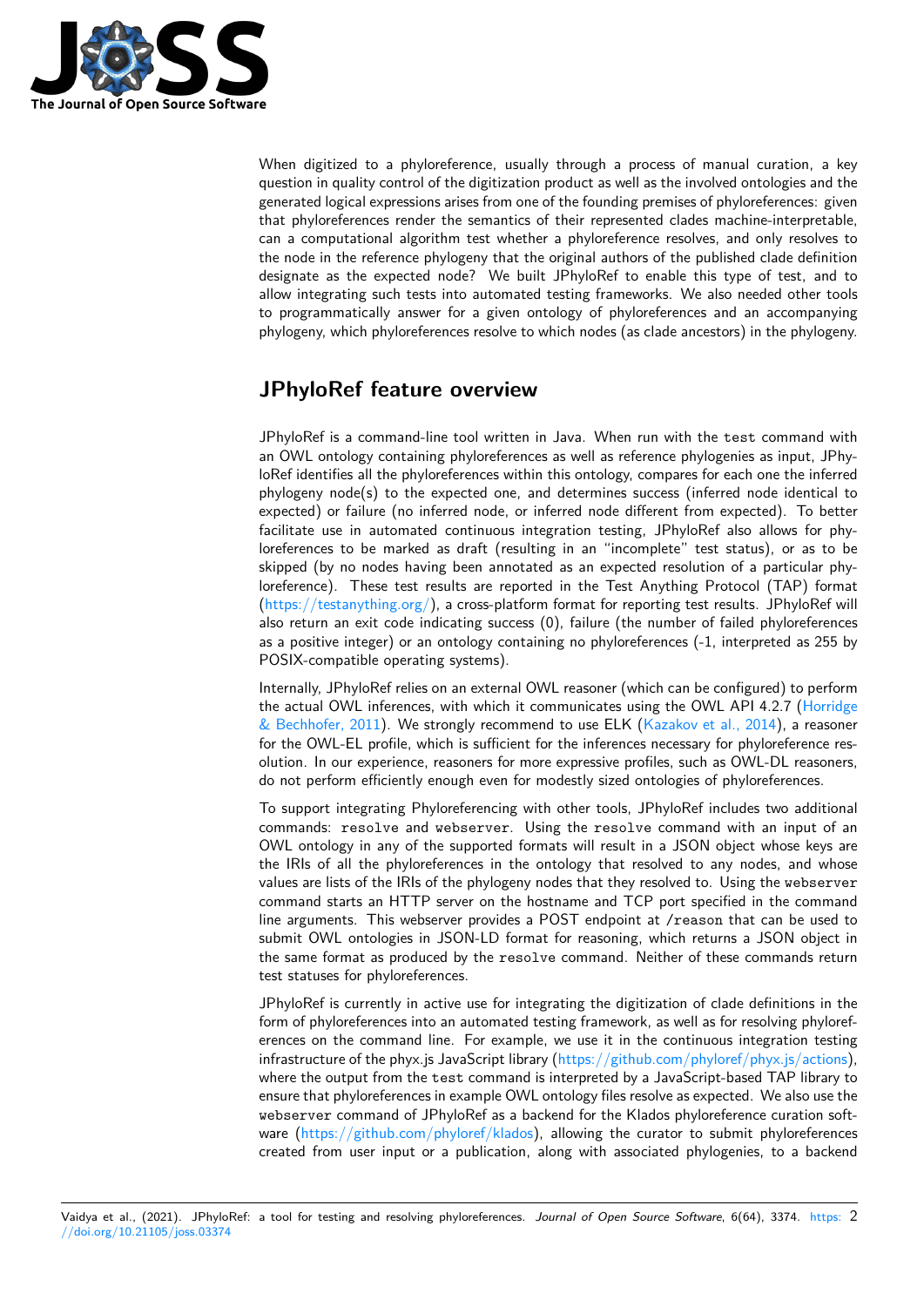When digitized to a phyloreference, usually through a process of manual curation, a key question in quality control of the digitization product as well as the involved ontologies and the generated logical expressions arises from one of the founding premises of phyloreferences: given that phyloreferences render the semantics of their represented clades machine-interpretable, can a computational algorithm test whether a phyloreference resolves, and only resolves to the node in the reference phylogeny that the original authors of the published clade definition designate as the expected node? We built JPhyloRef to enable this type of test, and to allow integrating such tests into automated testing frameworks. We also needed other tools to programmatically answer for a given ontology of phyloreferences and an accompanying phylogeny, which phyloreferences resolve to which nodes (as clade ancestors) in the phylogeny.

## JPhyloRef feature overview

JPhyloRef is a command-line tool written in Java. When run with the `test` command with an OWL ontology containing phyloreferences as well as reference phylogenies as input, JPhyloRef identifies all the phyloreferences within this ontology, compares for each one the inferred phylogeny node(s) to the expected one, and determines success (inferred node identical to expected) or failure (no inferred node, or inferred node different from expected). To better facilitate use in automated continuous integration testing, JPhyloRef also allows for phyloreferences to be marked as draft (resulting in an "incomplete" test status), or as to be skipped (by no nodes having been annotated as an expected resolution of a particular phyloreference). These test results are reported in the Test Anything Protocol (TAP) format (https://testanything.org/), a cross-platform format for reporting test results. JPhyloRef will also return an exit code indicating success (0), failure (the number of failed phyloreferences as a positive integer) or an ontology containing no phyloreferences (-1, interpreted as 255 by POSIX-compatible operating systems).

Internally, JPhyloRef relies on an external OWL reasoner (which can be configured) to perform the actual OWL inferences, with which it communicates using the OWL API 4.2.7 (Horridge & Bechhofer, 2011). We strongly recommend to use ELK (Kazakov et al., 2014), a reasoner for the OWL-EL profile, which is sufficient for the inferences necessary for phyloreference resolution. In our experience, reasoners for more expressive profiles, such as OWL-DL reasoners, do not perform efficiently enough even for modestly sized ontologies of phyloreferences.

To support integrating Phyloreferencing with other tools, JPhyloRef includes two additional commands: `resolve` and `webserver`. Using the `resolve` command with an input of an OWL ontology in any of the supported formats will result in a JSON object whose keys are the IRIs of all the phyloreferences in the ontology that resolved to any nodes, and whose values are lists of the IRIs of the phylogeny nodes that they resolved to. Using the `webserver` command starts an HTTP server on the hostname and TCP port specified in the command line arguments. This webserver provides a POST endpoint at `/reason` that can be used to submit OWL ontologies in JSON-LD format for reasoning, which returns a JSON object in the same format as produced by the `resolve` command. Neither of these commands return test statuses for phyloreferences.

JPhyloRef is currently in active use for integrating the digitization of clade definitions in the form of phyloreferences into an automated testing framework, as well as for resolving phyloreferences on the command line. For example, we use it in the continuous integration testing infrastructure of the phyx.js JavaScript library (https://github.com/phyloref/phyx.js/actions), where the output from the `test` command is interpreted by a JavaScript-based TAP library to ensure that phyloreferences in example OWL ontology files resolve as expected. We also use the `webserver` command of JPhyloRef as a backend for the Klados phyloreference curation software (https://github.com/phyloref/klados), allowing the curator to submit phyloreferences created from user input or a publication, along with associated phylogenies, to a backend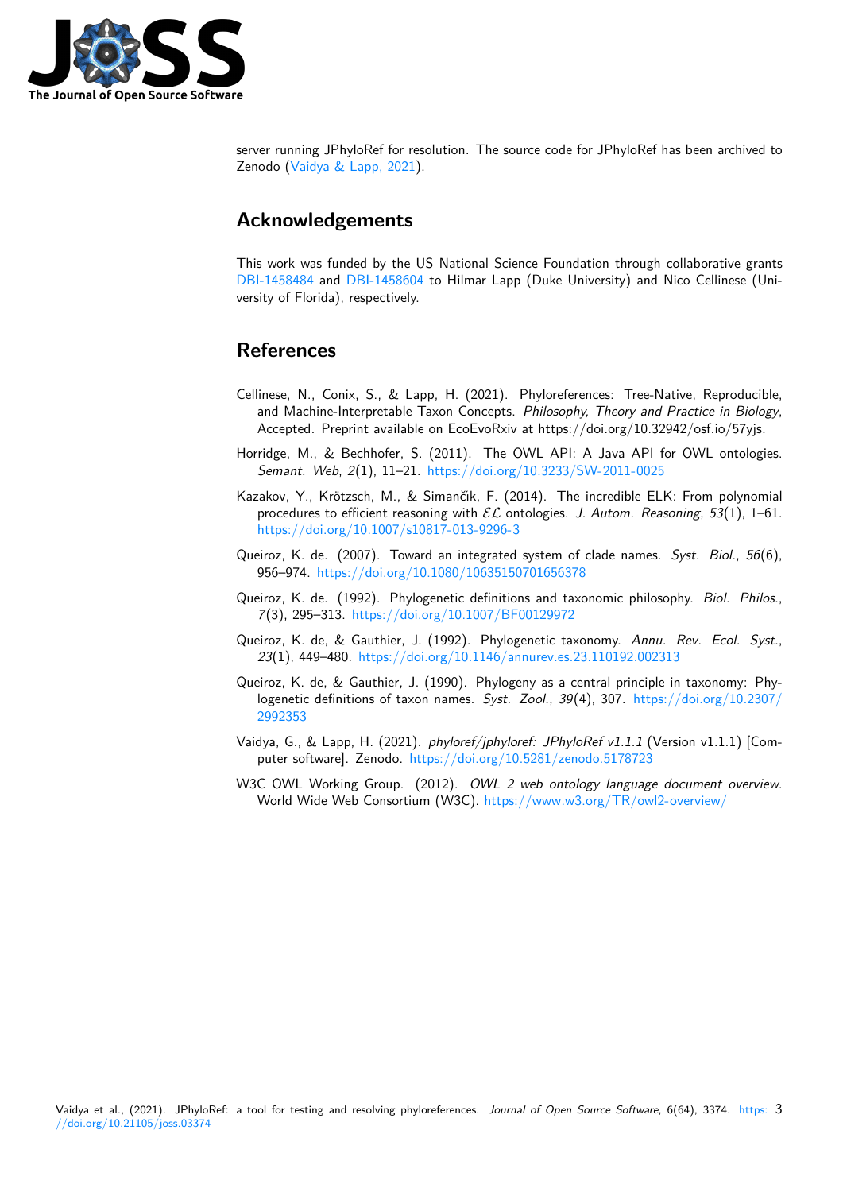server running JPhyloRef for resolution. The source code for JPhyloRef has been archived to Zenodo (Vaidya & Lapp, 2021).

## Acknowledgements

This work was funded by the US National Science Foundation through collaborative grants DBI-1458484 and DBI-1458604 to Hilmar Lapp (Duke University) and Nico Cellinese (University of Florida), respectively.

## References

Cellinese, N., Conix, S., & Lapp, H. (2021). Phyloreferences: Tree-Native, Reproducible, and Machine-Interpretable Taxon Concepts. *Philosophy, Theory and Practice in Biology*, Accepted. Preprint available on EcoEvoRxiv at https://doi.org/10.32942/osf.io/57yjs.

Horridge, M., & Bechhofer, S. (2011). The OWL API: A Java API for OWL ontologies. *Semant. Web*, *2*(1), 11–21. https://doi.org/10.3233/SW-2011-0025

Kazakov, Y., Krötzsch, M., & Simančík, F. (2014). The incredible ELK: From polynomial procedures to efficient reasoning with $\mathcal{EL}$ ontologies. *J. Autom. Reasoning*, *53*(1), 1–61. https://doi.org/10.1007/s10817-013-9296-3

Queiroz, K. de. (2007). Toward an integrated system of clade names. *Syst. Biol.*, *56*(6), 956–974. https://doi.org/10.1080/10635150701656378

Queiroz, K. de. (1992). Phylogenetic definitions and taxonomic philosophy. *Biol. Philos.*, *7*(3), 295–313. https://doi.org/10.1007/BF00129972

Queiroz, K. de, & Gauthier, J. (1992). Phylogenetic taxonomy. *Annu. Rev. Ecol. Syst.*, *23*(1), 449–480. https://doi.org/10.1146/annurev.es.23.110192.002313

Queiroz, K. de, & Gauthier, J. (1990). Phylogeny as a central principle in taxonomy: Phylogenetic definitions of taxon names. *Syst. Zool.*, *39*(4), 307. https://doi.org/10.2307/2992353

Vaidya, G., & Lapp, H. (2021). *phyloref/jphyloref: JPhyloRef v1.1.1* (Version v1.1.1) [Computer software]. Zenodo. https://doi.org/10.5281/zenodo.5178723

W3C OWL Working Group. (2012). *OWL 2 web ontology language document overview*. World Wide Web Consortium (W3C). https://www.w3.org/TR/owl2-overview/